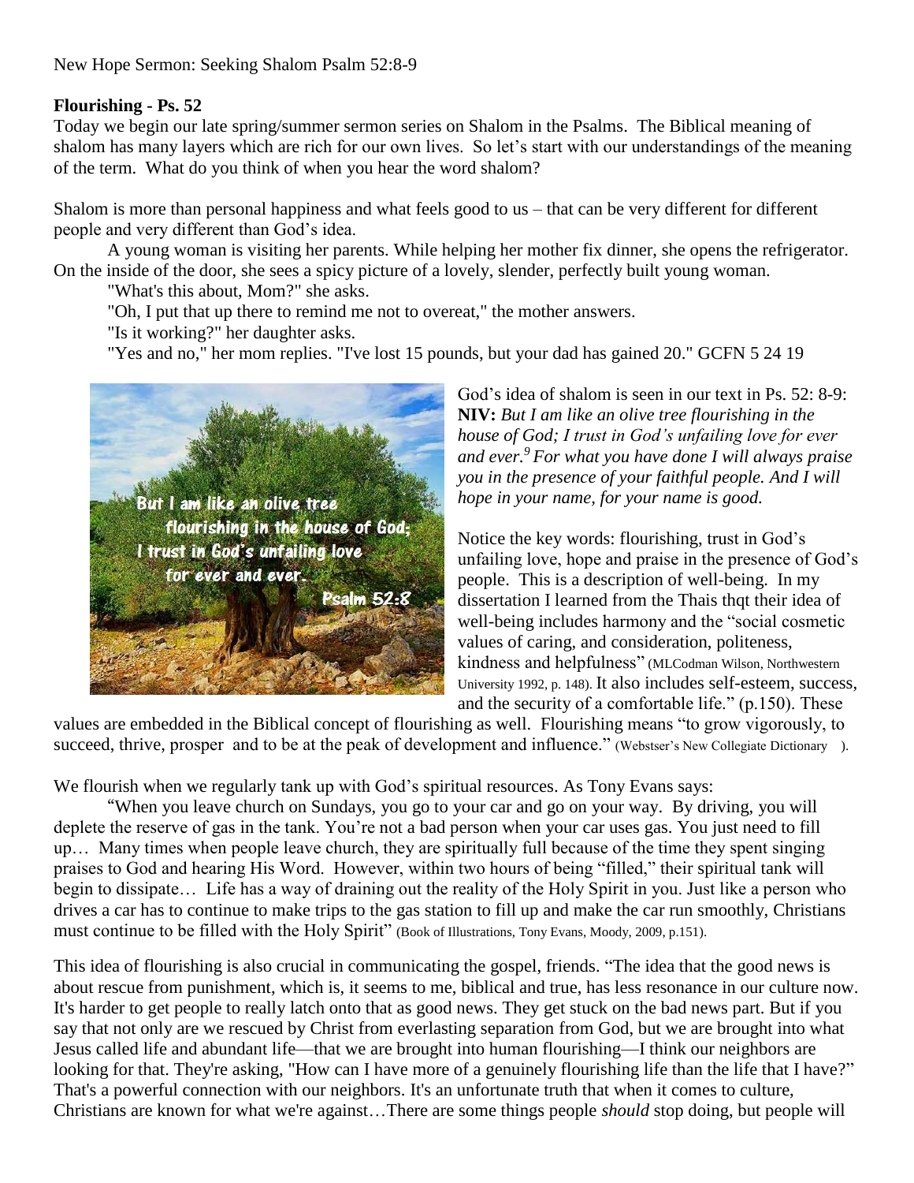New Hope Sermon: Seeking Shalom Psalm 52:8-9

**Flourishing - Ps. 52**

Today we begin our late spring/summer sermon series on Shalom in the Psalms. The Biblical meaning of shalom has many layers which are rich for our own lives. So let's start with our understandings of the meaning of the term. What do you think of when you hear the word shalom?

Shalom is more than personal happiness and what feels good to us – that can be very different for different people and very different than God's idea.

A young woman is visiting her parents. While helping her mother fix dinner, she opens the refrigerator. On the inside of the door, she sees a spicy picture of a lovely, slender, perfectly built young woman.

"What's this about, Mom?" she asks.

"Oh, I put that up there to remind me not to overeat," the mother answers.

"Is it working?" her daughter asks.

"Yes and no," her mom replies. "I've lost 15 pounds, but your dad has gained 20." GCFN 5 24 19

God's idea of shalom is seen in our text in Ps. 52: 8-9: **NIV:** *But I am like an olive tree flourishing in the house of God; I trust in God's unfailing love for ever and ever.*[9] *For what you have done I will always praise you in the presence of your faithful people. And I will hope in your name, for your name is good.*

Notice the key words: flourishing, trust in God's unfailing love, hope and praise in the presence of God's people. This is a description of well-being. In my dissertation I learned from the Thais thqt their idea of well-being includes harmony and the "social cosmetic values of caring, and consideration, politeness, kindness and helpfulness" (MLCodman Wilson, Northwestern University 1992, p. 148). It also includes self-esteem, success, and the security of a comfortable life." (p.150). These values are embedded in the Biblical concept of flourishing as well. Flourishing means "to grow vigorously, to succeed, thrive, prosper and to be at the peak of development and influence." (Webstser's New Collegiate Dictionary ).

We flourish when we regularly tank up with God's spiritual resources. As Tony Evans says:

"When you leave church on Sundays, you go to your car and go on your way. By driving, you will deplete the reserve of gas in the tank. You're not a bad person when your car uses gas. You just need to fill up… Many times when people leave church, they are spiritually full because of the time they spent singing praises to God and hearing His Word. However, within two hours of being "filled," their spiritual tank will begin to dissipate… Life has a way of draining out the reality of the Holy Spirit in you. Just like a person who drives a car has to continue to make trips to the gas station to fill up and make the car run smoothly, Christians must continue to be filled with the Holy Spirit" (Book of Illustrations, Tony Evans, Moody, 2009, p.151).

This idea of flourishing is also crucial in communicating the gospel, friends. "The idea that the good news is about rescue from punishment, which is, it seems to me, biblical and true, has less resonance in our culture now. It's harder to get people to really latch onto that as good news. They get stuck on the bad news part. But if you say that not only are we rescued by Christ from everlasting separation from God, but we are brought into what Jesus called life and abundant life—that we are brought into human flourishing—I think our neighbors are looking for that. They're asking, "How can I have more of a genuinely flourishing life than the life that I have?" That's a powerful connection with our neighbors. It's an unfortunate truth that when it comes to culture, Christians are known for what we're against…There are some things people *should* stop doing, but people will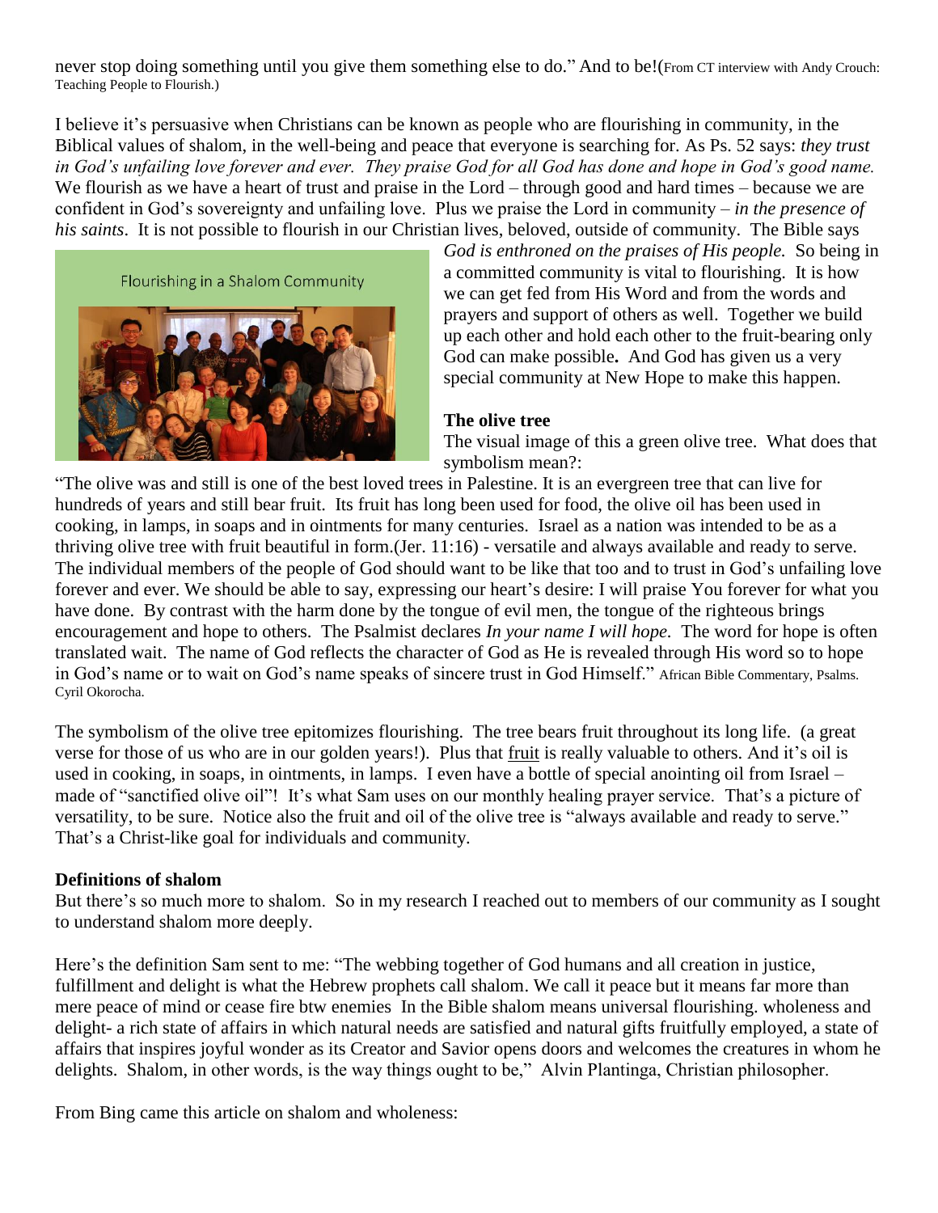never stop doing something until you give them something else to do." And to be!(From CT interview with Andy Crouch: Teaching People to Flourish.)

I believe it's persuasive when Christians can be known as people who are flourishing in community, in the Biblical values of shalom, in the well-being and peace that everyone is searching for. As Ps. 52 says: *they trust in God's unfailing love forever and ever. They praise God for all God has done and hope in God's good name.* We flourish as we have a heart of trust and praise in the Lord – through good and hard times – because we are confident in God's sovereignty and unfailing love. Plus we praise the Lord in community – *in the presence of his saints*. It is not possible to flourish in our Christian lives, beloved, outside of community. The Bible says *God is enthroned on the praises of His people.* So being in a committed community is vital to flourishing. It is how we can get fed from His Word and from the words and prayers and support of others as well. Together we build up each other and hold each other to the fruit-bearing only God can make possible**.** And God has given us a very special community at New Hope to make this happen.

Flourishing in a Shalom Community

**The olive tree**

The visual image of this a green olive tree. What does that symbolism mean?:

"The olive was and still is one of the best loved trees in Palestine. It is an evergreen tree that can live for hundreds of years and still bear fruit. Its fruit has long been used for food, the olive oil has been used in cooking, in lamps, in soaps and in ointments for many centuries. Israel as a nation was intended to be as a thriving olive tree with fruit beautiful in form.(Jer. 11:16) - versatile and always available and ready to serve. The individual members of the people of God should want to be like that too and to trust in God's unfailing love forever and ever. We should be able to say, expressing our heart's desire: I will praise You forever for what you have done. By contrast with the harm done by the tongue of evil men, the tongue of the righteous brings encouragement and hope to others. The Psalmist declares *In your name I will hope.* The word for hope is often translated wait. The name of God reflects the character of God as He is revealed through His word so to hope in God's name or to wait on God's name speaks of sincere trust in God Himself." African Bible Commentary, Psalms. Cyril Okorocha.

The symbolism of the olive tree epitomizes flourishing. The tree bears fruit throughout its long life. (a great verse for those of us who are in our golden years!). Plus that fruit is really valuable to others. And it's oil is used in cooking, in soaps, in ointments, in lamps. I even have a bottle of special anointing oil from Israel – made of "sanctified olive oil"! It's what Sam uses on our monthly healing prayer service. That's a picture of versatility, to be sure. Notice also the fruit and oil of the olive tree is "always available and ready to serve." That's a Christ-like goal for individuals and community.

**Definitions of shalom**

But there's so much more to shalom. So in my research I reached out to members of our community as I sought to understand shalom more deeply.

Here's the definition Sam sent to me: "The webbing together of God humans and all creation in justice, fulfillment and delight is what the Hebrew prophets call shalom. We call it peace but it means far more than mere peace of mind or cease fire btw enemies In the Bible shalom means universal flourishing. wholeness and delight- a rich state of affairs in which natural needs are satisfied and natural gifts fruitfully employed, a state of affairs that inspires joyful wonder as its Creator and Savior opens doors and welcomes the creatures in whom he delights. Shalom, in other words, is the way things ought to be," Alvin Plantinga, Christian philosopher.

From Bing came this article on shalom and wholeness: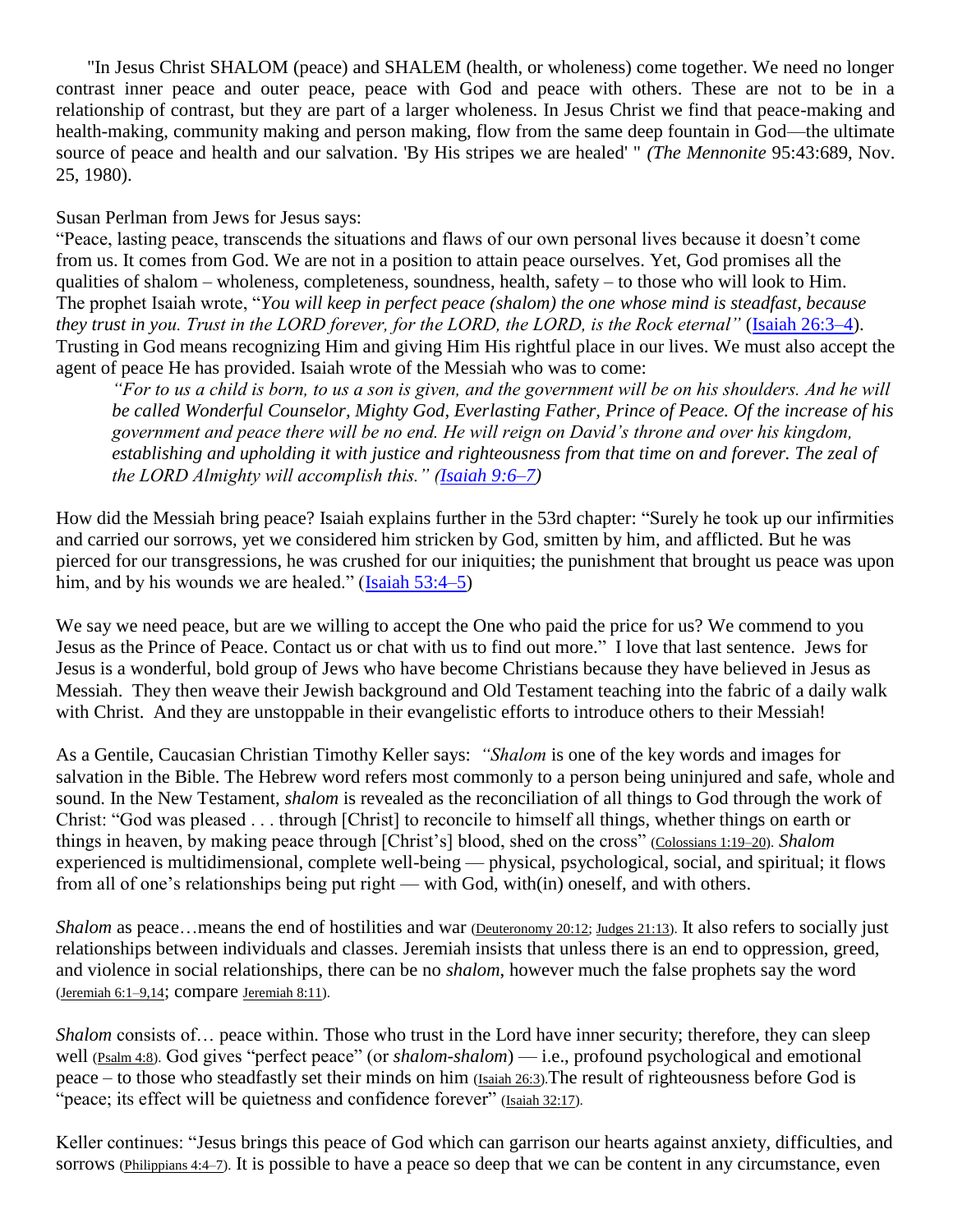"In Jesus Christ SHALOM (peace) and SHALEM (health, or wholeness) come together. We need no longer contrast inner peace and outer peace, peace with God and peace with others. These are not to be in a relationship of contrast, but they are part of a larger wholeness. In Jesus Christ we find that peace-making and health-making, community making and person making, flow from the same deep fountain in God—the ultimate source of peace and health and our salvation. 'By His stripes we are healed' " *(The Mennonite* 95:43:689, Nov. 25, 1980).

Susan Perlman from Jews for Jesus says:
"Peace, lasting peace, transcends the situations and flaws of our own personal lives because it doesn't come from us. It comes from God. We are not in a position to attain peace ourselves. Yet, God promises all the qualities of shalom – wholeness, completeness, soundness, health, safety – to those who will look to Him. The prophet Isaiah wrote, "*You will keep in perfect peace (shalom) the one whose mind is steadfast, because they trust in you. Trust in the LORD forever, for the LORD, the LORD, is the Rock eternal"* (Isaiah 26:3–4). Trusting in God means recognizing Him and giving Him His rightful place in our lives. We must also accept the agent of peace He has provided. Isaiah wrote of the Messiah who was to come:

> *"For to us a child is born, to us a son is given, and the government will be on his shoulders. And he will be called Wonderful Counselor, Mighty God, Everlasting Father, Prince of Peace. Of the increase of his government and peace there will be no end. He will reign on David's throne and over his kingdom, establishing and upholding it with justice and righteousness from that time on and forever. The zeal of the LORD Almighty will accomplish this." (Isaiah 9:6–7)*

How did the Messiah bring peace? Isaiah explains further in the 53rd chapter: "Surely he took up our infirmities and carried our sorrows, yet we considered him stricken by God, smitten by him, and afflicted. But he was pierced for our transgressions, he was crushed for our iniquities; the punishment that brought us peace was upon him, and by his wounds we are healed." (Isaiah 53:4–5)

We say we need peace, but are we willing to accept the One who paid the price for us? We commend to you Jesus as the Prince of Peace. Contact us or chat with us to find out more." I love that last sentence. Jews for Jesus is a wonderful, bold group of Jews who have become Christians because they have believed in Jesus as Messiah. They then weave their Jewish background and Old Testament teaching into the fabric of a daily walk with Christ. And they are unstoppable in their evangelistic efforts to introduce others to their Messiah!

As a Gentile, Caucasian Christian Timothy Keller says: *"Shalom* is one of the key words and images for salvation in the Bible. The Hebrew word refers most commonly to a person being uninjured and safe, whole and sound. In the New Testament, *shalom* is revealed as the reconciliation of all things to God through the work of Christ: "God was pleased . . . through [Christ] to reconcile to himself all things, whether things on earth or things in heaven, by making peace through [Christ's] blood, shed on the cross" (Colossians 1:19–20). *Shalom* experienced is multidimensional, complete well-being — physical, psychological, social, and spiritual; it flows from all of one's relationships being put right — with God, with(in) oneself, and with others.

*Shalom* as peace…means the end of hostilities and war (Deuteronomy 20:12; Judges 21:13). It also refers to socially just relationships between individuals and classes. Jeremiah insists that unless there is an end to oppression, greed, and violence in social relationships, there can be no *shalom*, however much the false prophets say the word (Jeremiah 6:1–9,14; compare Jeremiah 8:11).

*Shalom* consists of… peace within. Those who trust in the Lord have inner security; therefore, they can sleep well (Psalm 4:8). God gives "perfect peace" (or *shalom-shalom*) — i.e., profound psychological and emotional peace – to those who steadfastly set their minds on him (Isaiah 26:3).The result of righteousness before God is "peace; its effect will be quietness and confidence forever" (Isaiah 32:17).

Keller continues: "Jesus brings this peace of God which can garrison our hearts against anxiety, difficulties, and sorrows (Philippians 4:4–7). It is possible to have a peace so deep that we can be content in any circumstance, even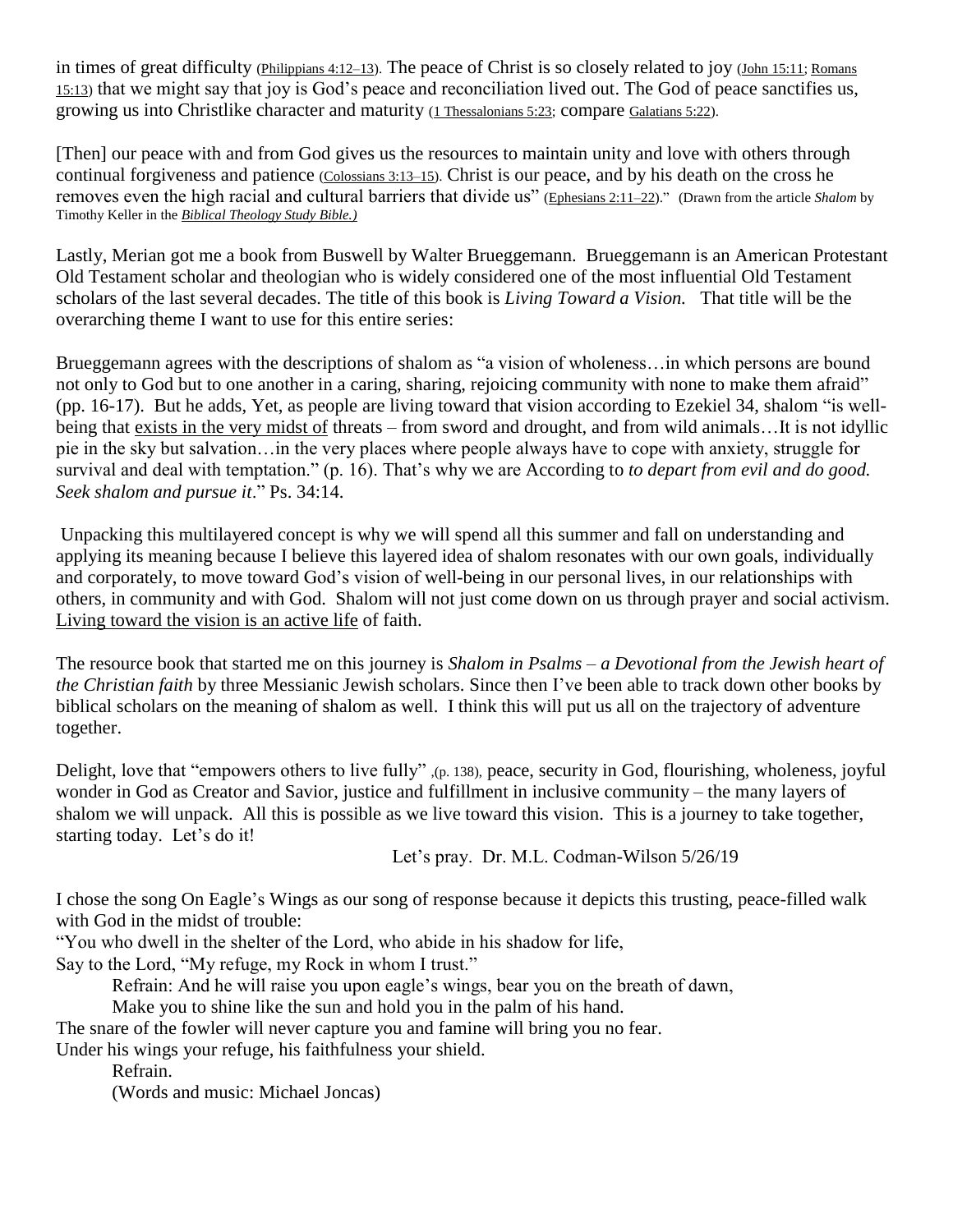in times of great difficulty (Philippians 4:12–13). The peace of Christ is so closely related to joy (John 15:11; Romans 15:13) that we might say that joy is God's peace and reconciliation lived out. The God of peace sanctifies us, growing us into Christlike character and maturity (1 Thessalonians 5:23; compare Galatians 5:22).

[Then] our peace with and from God gives us the resources to maintain unity and love with others through continual forgiveness and patience (Colossians 3:13–15). Christ is our peace, and by his death on the cross he removes even the high racial and cultural barriers that divide us" (Ephesians 2:11–22)." (Drawn from the article *Shalom* by Timothy Keller in the ***Biblical Theology Study Bible.)***

Lastly, Merian got me a book from Buswell by Walter Brueggemann. Brueggemann is an American Protestant Old Testament scholar and theologian who is widely considered one of the most influential Old Testament scholars of the last several decades. The title of this book is *Living Toward a Vision.* That title will be the overarching theme I want to use for this entire series:

Brueggemann agrees with the descriptions of shalom as "a vision of wholeness…in which persons are bound not only to God but to one another in a caring, sharing, rejoicing community with none to make them afraid" (pp. 16-17). But he adds, Yet, as people are living toward that vision according to Ezekiel 34, shalom "is well-being that exists in the very midst of threats – from sword and drought, and from wild animals…It is not idyllic pie in the sky but salvation…in the very places where people always have to cope with anxiety, struggle for survival and deal with temptation." (p. 16). That's why we are According to *to depart from evil and do good. Seek shalom and pursue it*." Ps. 34:14.

Unpacking this multilayered concept is why we will spend all this summer and fall on understanding and applying its meaning because I believe this layered idea of shalom resonates with our own goals, individually and corporately, to move toward God's vision of well-being in our personal lives, in our relationships with others, in community and with God. Shalom will not just come down on us through prayer and social activism. Living toward the vision is an active life of faith.

The resource book that started me on this journey is *Shalom in Psalms – a Devotional from the Jewish heart of the Christian faith* by three Messianic Jewish scholars. Since then I've been able to track down other books by biblical scholars on the meaning of shalom as well. I think this will put us all on the trajectory of adventure together.

Delight, love that "empowers others to live fully" ,(p. 138), peace, security in God, flourishing, wholeness, joyful wonder in God as Creator and Savior, justice and fulfillment in inclusive community – the many layers of shalom we will unpack. All this is possible as we live toward this vision. This is a journey to take together, starting today. Let's do it!

Let's pray. Dr. M.L. Codman-Wilson 5/26/19

I chose the song On Eagle's Wings as our song of response because it depicts this trusting, peace-filled walk with God in the midst of trouble:

"You who dwell in the shelter of the Lord, who abide in his shadow for life,
Say to the Lord, "My refuge, my Rock in whom I trust."

Refrain: And he will raise you upon eagle's wings, bear you on the breath of dawn,
Make you to shine like the sun and hold you in the palm of his hand.

The snare of the fowler will never capture you and famine will bring you no fear.
Under his wings your refuge, his faithfulness your shield.

Refrain.

(Words and music: Michael Joncas)